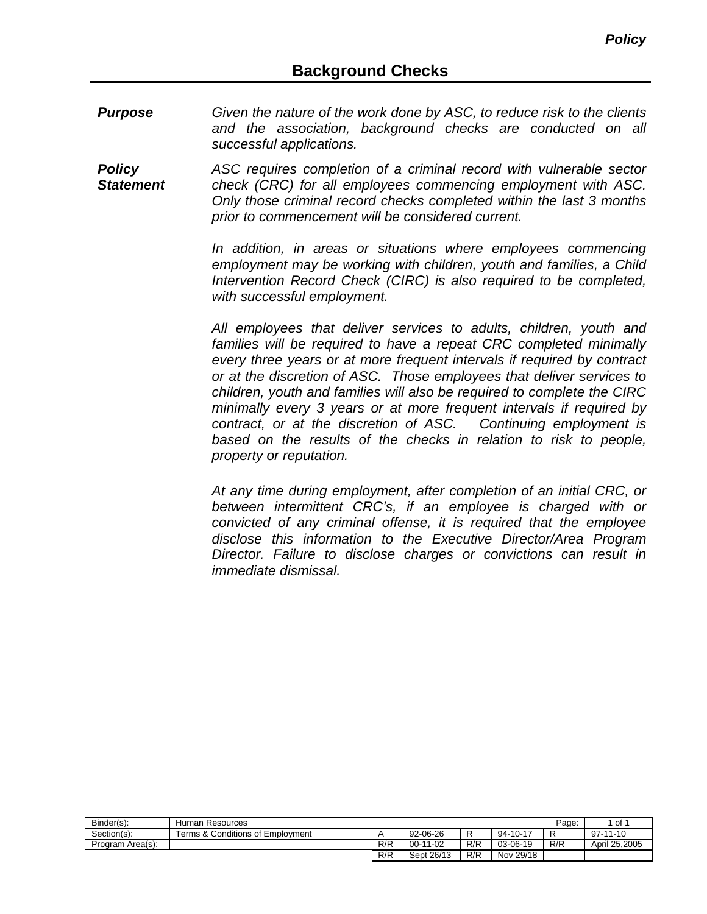# Background Checks

***Purpose*** *Given the nature of the work done by ASC, to reduce risk to the clients and the association, background checks are conducted on all successful applications.*

***Policy Statement*** *ASC requires completion of a criminal record with vulnerable sector check (CRC) for all employees commencing employment with ASC. Only those criminal record checks completed within the last 3 months prior to commencement will be considered current.*

*In addition, in areas or situations where employees commencing employment may be working with children, youth and families, a Child Intervention Record Check (CIRC) is also required to be completed, with successful employment.*

*All employees that deliver services to adults, children, youth and families will be required to have a repeat CRC completed minimally every three years or at more frequent intervals if required by contract or at the discretion of ASC. Those employees that deliver services to children, youth and families will also be required to complete the CIRC minimally every 3 years or at more frequent intervals if required by contract, or at the discretion of ASC. Continuing employment is based on the results of the checks in relation to risk to people, property or reputation.*

*At any time during employment, after completion of an initial CRC, or between intermittent CRC's, if an employee is charged with or convicted of any criminal offense, it is required that the employee disclose this information to the Executive Director/Area Program Director. Failure to disclose charges or convictions can result in immediate dismissal.*

| Binder(s): | Human Resources | | | | | Page: | 1 of 1 |
|---|---|---|---|---|---|---|---|
| Section(s): | Terms & Conditions of Employment | A | 92-06-26 | R | 94-10-17 | R | 97-11-10 |
| Program Area(s): | | R/R | 00-11-02 | R/R | 03-06-19 | R/R | April 25,2005 |
| | | R/R | Sept 26/13 | R/R | Nov 29/18 | | |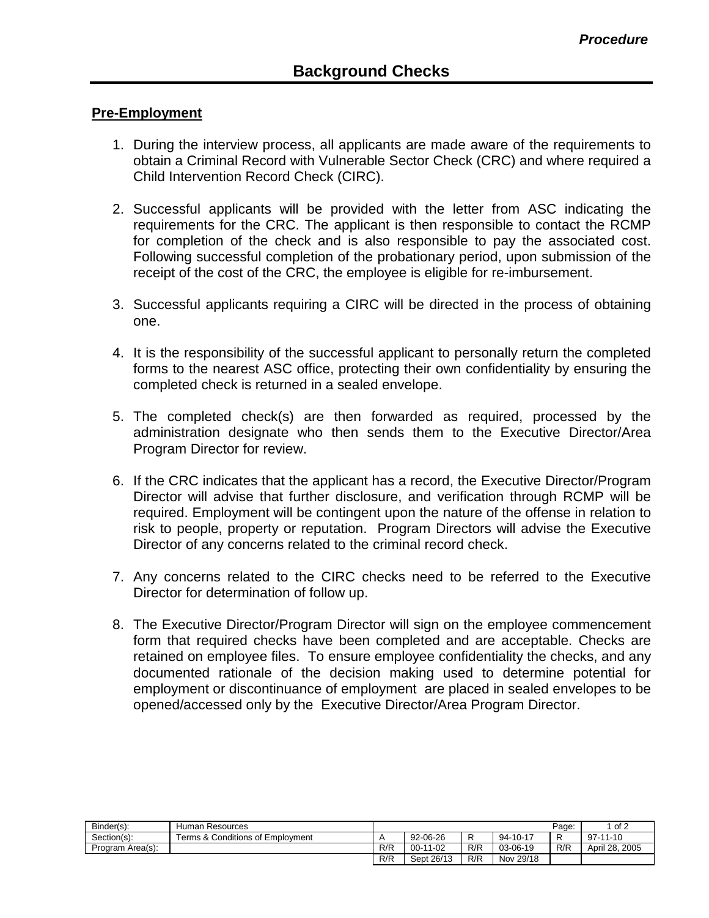*Procedure*

# Background Checks

## Pre-Employment

1. During the interview process, all applicants are made aware of the requirements to obtain a Criminal Record with Vulnerable Sector Check (CRC) and where required a Child Intervention Record Check (CIRC).

2. Successful applicants will be provided with the letter from ASC indicating the requirements for the CRC. The applicant is then responsible to contact the RCMP for completion of the check and is also responsible to pay the associated cost. Following successful completion of the probationary period, upon submission of the receipt of the cost of the CRC, the employee is eligible for re-imbursement.

3. Successful applicants requiring a CIRC will be directed in the process of obtaining one.

4. It is the responsibility of the successful applicant to personally return the completed forms to the nearest ASC office, protecting their own confidentiality by ensuring the completed check is returned in a sealed envelope.

5. The completed check(s) are then forwarded as required, processed by the administration designate who then sends them to the Executive Director/Area Program Director for review.

6. If the CRC indicates that the applicant has a record, the Executive Director/Program Director will advise that further disclosure, and verification through RCMP will be required. Employment will be contingent upon the nature of the offense in relation to risk to people, property or reputation. Program Directors will advise the Executive Director of any concerns related to the criminal record check.

7. Any concerns related to the CIRC checks need to be referred to the Executive Director for determination of follow up.

8. The Executive Director/Program Director will sign on the employee commencement form that required checks have been completed and are acceptable. Checks are retained on employee files. To ensure employee confidentiality the checks, and any documented rationale of the decision making used to determine potential for employment or discontinuance of employment are placed in sealed envelopes to be opened/accessed only by the Executive Director/Area Program Director.

| Binder(s): | Human Resources | | | | | Page: | 1 of 2 |
|---|---|---|---|---|---|---|---|
| Section(s): | Terms & Conditions of Employment | A | 92-06-26 | R | 94-10-17 | R | 97-11-10 |
| Program Area(s): | | R/R | 00-11-02 | R/R | 03-06-19 | R/R | April 28, 2005 |
| | | R/R | Sept 26/13 | R/R | Nov 29/18 | | |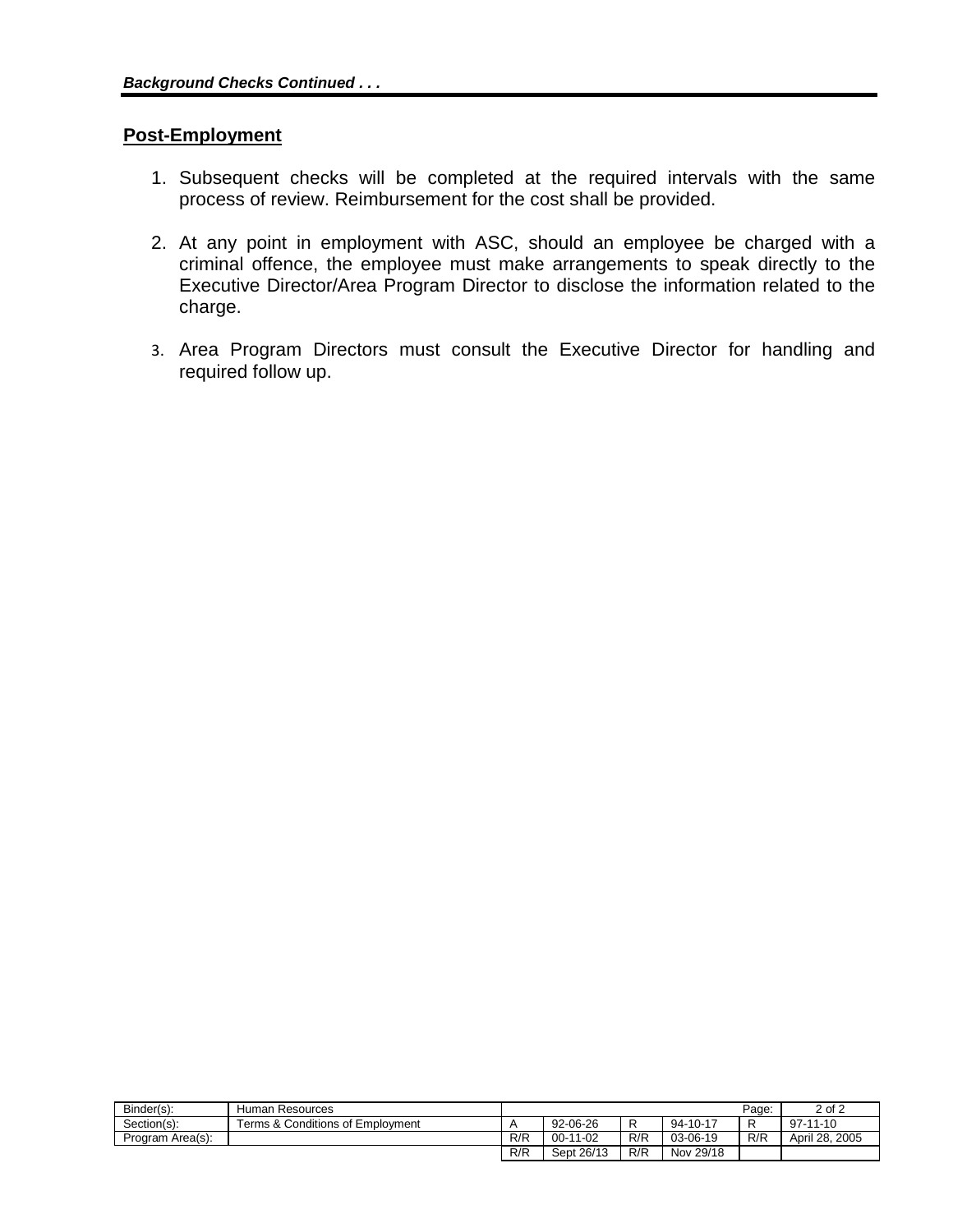*Background Checks Continued . . .*

## Post-Employment

1. Subsequent checks will be completed at the required intervals with the same process of review. Reimbursement for the cost shall be provided.

2. At any point in employment with ASC, should an employee be charged with a criminal offence, the employee must make arrangements to speak directly to the Executive Director/Area Program Director to disclose the information related to the charge.

3. Area Program Directors must consult the Executive Director for handling and required follow up.

| | | | | | | | |
|---|---|---|---|---|---|---|---|
| Binder(s): | Human Resources | | | | | Page: | 2 of 2 |
| Section(s): | Terms & Conditions of Employment | A | 92-06-26 | R | 94-10-17 | R | 97-11-10 |
| Program Area(s): | | R/R | 00-11-02 | R/R | 03-06-19 | R/R | April 28, 2005 |
| | | R/R | Sept 26/13 | R/R | Nov 29/18 | | |